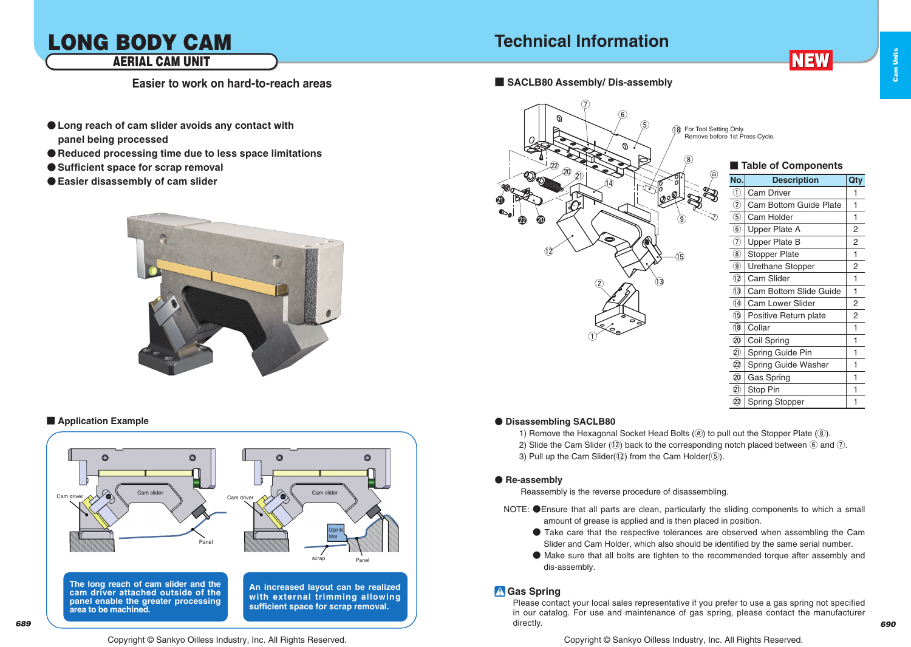# LONG BODY CAM

## AERIAL CAM UNIT

### Easier to work on hard-to-reach areas

- Long reach of cam slider avoids any contact with panel being processed
- Reduced processing time due to less space limitations
- Sufficient space for scrap removal
- Easier disassembly of cam slider

### Application Example

Cam driver | Cam slider | Panel

Cam driver | Cam slider | Upper die blade | scrap | Panel

**The long reach of cam slider and the cam driver attached outside of the panel enable the greater processing area to be machined.**

**An increased layout can be realized with external trimming allowing sufficient space for scrap removal.**

# Technical Information

NEW

### SACLB80 Assembly/ Dis-assembly

⑱ For Tool Setting Only. Remove before 1st Press Cycle.

### Table of Components

| No. | Description | Qty |
|---|---|---|
| ① | Cam Driver | 1 |
| ② | Cam Bottom Guide Plate | 1 |
| ⑤ | Cam Holder | 1 |
| ⑥ | Upper Plate A | 2 |
| ⑦ | Upper Plate B | 2 |
| ⑧ | Stopper Plate | 1 |
| ⑨ | Urethane Stopper | 2 |
| ⑫ | Cam Slider | 1 |
| ⑬ | Cam Bottom Slide Guide | 1 |
| ⑭ | Cam Lower Slider | 2 |
| ⑮ | Positive Return plate | 2 |
| ⑱ | Collar | 1 |
| ⑳ | Coil Spring | 1 |
| ㉑ | Spring Guide Pin | 1 |
| ㉒ | Spring Guide Washer | 1 |
| ⑳ | Gas Spring | 1 |
| ㉑ | Stop Pin | 1 |
| ㉒ | Spring Stopper | 1 |

### Disassembling SACLB80

1) Remove the Hexagonal Socket Head Bolts (ⓐ) to pull out the Stopper Plate (⑧).
2) Slide the Cam Slider (⑫) back to the corresponding notch placed between ⑥ and ⑦.
3) Pull up the Cam Slider(⑫) from the Cam Holder(⑤).

### Re-assembly

Reassembly is the reverse procedure of disassembling.

NOTE:
- Ensure that all parts are clean, particularly the sliding components to which a small amount of grease is applied and is then placed in position.
- Take care that the respective tolerances are observed when assembling the Cam Slider and Cam Holder, which also should be identified by the same serial number.
- Make sure that all bolts are tighten to the recommended torque after assembly and dis-assembly.

### ⚠ Gas Spring

Please contact your local sales representative if you prefer to use a gas spring not specified in our catalog. For use and maintenance of gas spring, please contact the manufacturer directly.

Copyright © Sankyo Oilless Industry, Inc. All Rights Reserved.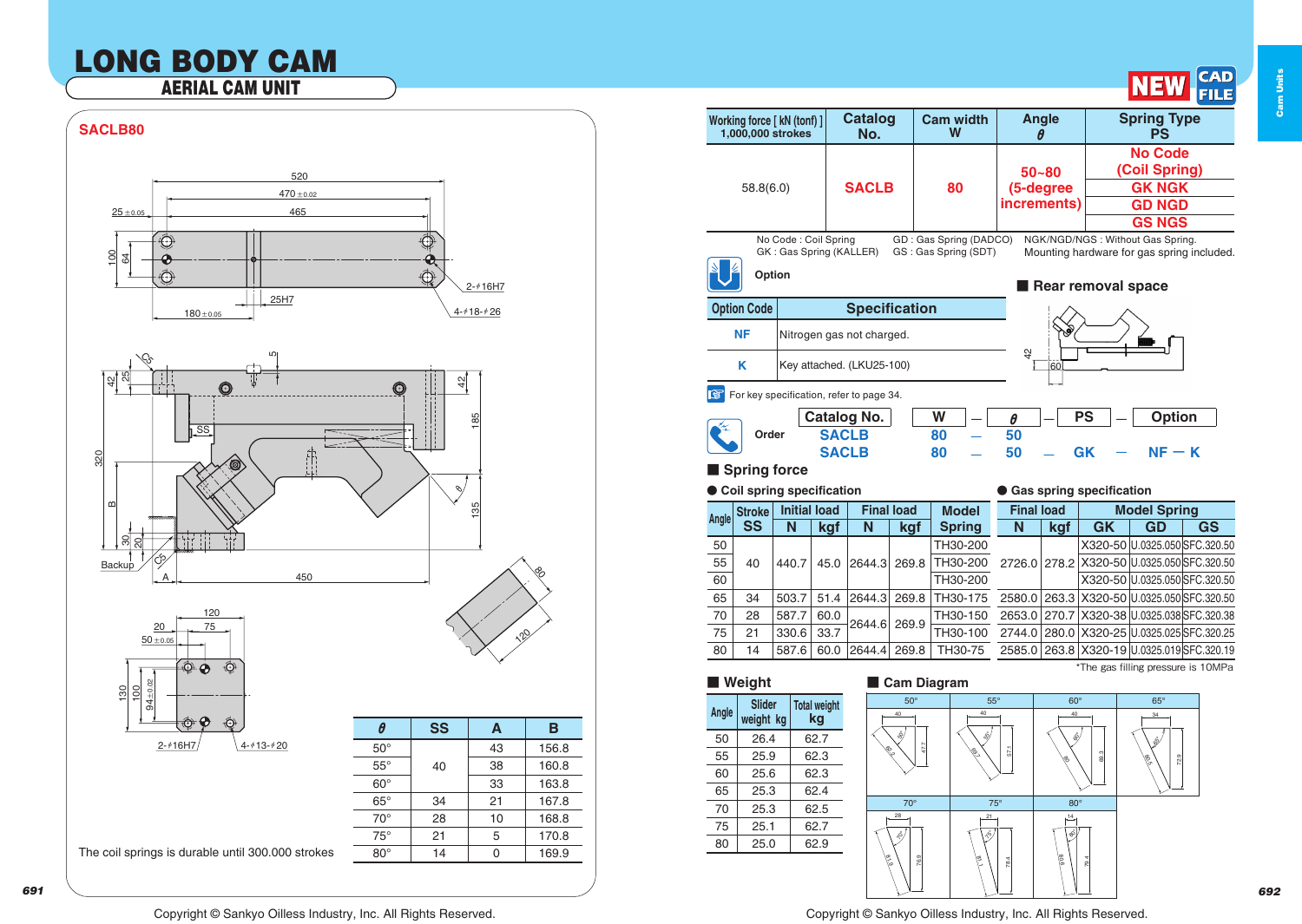# LONG BODY CAM

## AERIAL CAM UNIT

NEW CAD FILE

Cam Units

### SACLB80

520
470 ±0.02
465
25 ±0.05
100
64
2-⌀16H7
25H7
180 ±0.05
4-⌀18-⌀26

5
C5
42
25
42
SS
185
320
B
θ
135
30
20
Backup
C5
A
450
80
120

120
20
75
50 ±0.05
130
100
94 ±0.02
2-⌀16H7
4-⌀13-⌀20

| θ | SS | A | B |
|---|---|---|---|
| 50° | 40 | 43 | 156.8 |
| 55° | | 38 | 160.8 |
| 60° | | 33 | 163.8 |
| 65° | 34 | 21 | 167.8 |
| 70° | 28 | 10 | 168.8 |
| 75° | 21 | 5 | 170.8 |
| 80° | 14 | 0 | 169.9 |

The coil springs is durable until 300.000 strokes

| Working force [ kN (tonf) ] 1,000,000 strokes | Catalog No. | Cam width W | Angle θ | Spring Type PS |
|---|---|---|---|---|
| 58.8(6.0) | SACLB | 80 | 50~80 (5-degree increments) | No Code (Coil Spring) |
| | | | | GK NGK |
| | | | | GD NGD |
| | | | | GS NGS |

No Code : Coil Spring
GK : Gas Spring (KALLER)
GD : Gas Spring (DADCO)
GS : Gas Spring (SDT)
NGK/NGD/NGS : Without Gas Spring.
Mounting hardware for gas spring included.

**Option**

| Option Code | Specification |
|---|---|
| NF | Nitrogen gas not charged. |
| K | Key attached. (LKU25-100) |

For key specification, refer to page 34.

### ■ Rear removal space

42
60

**Order**

| Catalog No. | W | — | θ | — | PS | — | Option |
|---|---|---|---|---|---|---|---|
| SACLB | 80 | — | 50 | | | | |
| SACLB | 80 | — | 50 | — | GK | — | NF — K |

### ■ Spring force

● Coil spring specification　　● Gas spring specification

| Angle | Stroke SS | Initial load N | Initial load kgf | Final load N | Final load kgf | Model Spring | Final load N | Final load kgf | Model Spring GK | Model Spring GD | Model Spring GS |
|---|---|---|---|---|---|---|---|---|---|---|---|
| 50 | 40 | 440.7 | 45.0 | 2644.3 | 269.8 | TH30-200 | 2726.0 | 278.2 | X320-50 | U.0325.050 | SFC.320.50 |
| 55 | | | | | | TH30-200 | | | X320-50 | U.0325.050 | SFC.320.50 |
| 60 | | | | | | TH30-200 | | | X320-50 | U.0325.050 | SFC.320.50 |
| 65 | 34 | 503.7 | 51.4 | 2644.3 | 269.8 | TH30-175 | 2580.0 | 263.3 | X320-50 | U.0325.050 | SFC.320.50 |
| 70 | 28 | 587.7 | 60.0 | 2644.6 | 269.9 | TH30-150 | 2653.0 | 270.7 | X320-38 | U.0325.038 | SFC.320.38 |
| 75 | 21 | 330.6 | 33.7 | | | TH30-100 | 2744.0 | 280.0 | X320-25 | U.0325.025 | SFC.320.25 |
| 80 | 14 | 587.6 | 60.0 | 2644.4 | 269.8 | TH30-75 | 2585.0 | 263.8 | X320-19 | U.0325.019 | SFC.320.19 |

*The gas filling pressure is 10MPa

### ■ Weight

| Angle | Slider weight kg | Total weight kg |
|---|---|---|
| 50 | 26.4 | 62.7 |
| 55 | 25.9 | 62.3 |
| 60 | 25.6 | 62.3 |
| 65 | 25.3 | 62.4 |
| 70 | 25.3 | 62.5 |
| 75 | 25.1 | 62.7 |
| 80 | 25.0 | 62.9 |

### ■ Cam Diagram

50°
55°
60°
65°
70°
75°
80°

Copyright © Sankyo Oilless Industry, Inc. All Rights Reserved.